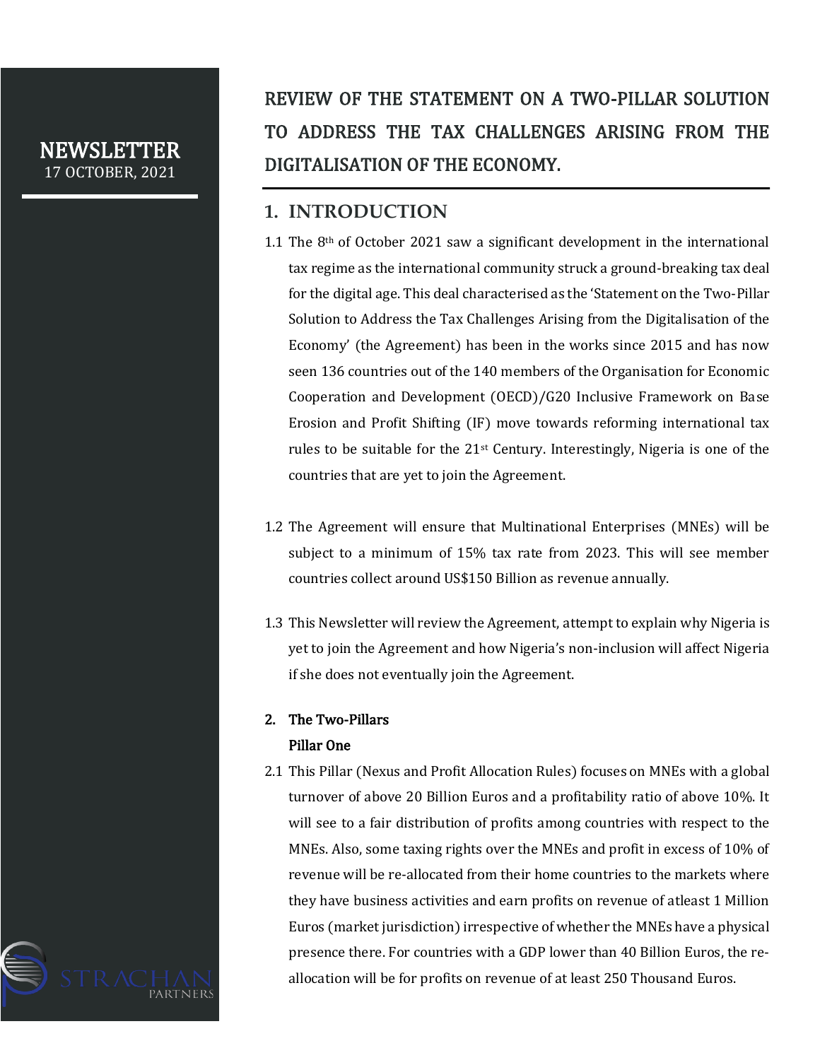NEWSLETTER
17 OCTOBER, 2021

# REVIEW OF THE STATEMENT ON A TWO-PILLAR SOLUTION TO ADDRESS THE TAX CHALLENGES ARISING FROM THE DIGITALISATION OF THE ECONOMY.

## 1. INTRODUCTION

1.1 The 8th of October 2021 saw a significant development in the international tax regime as the international community struck a ground-breaking tax deal for the digital age. This deal characterised as the 'Statement on the Two-Pillar Solution to Address the Tax Challenges Arising from the Digitalisation of the Economy' (the Agreement) has been in the works since 2015 and has now seen 136 countries out of the 140 members of the Organisation for Economic Cooperation and Development (OECD)/G20 Inclusive Framework on Base Erosion and Profit Shifting (IF) move towards reforming international tax rules to be suitable for the 21st Century. Interestingly, Nigeria is one of the countries that are yet to join the Agreement.

1.2 The Agreement will ensure that Multinational Enterprises (MNEs) will be subject to a minimum of 15% tax rate from 2023. This will see member countries collect around US$150 Billion as revenue annually.

1.3 This Newsletter will review the Agreement, attempt to explain why Nigeria is yet to join the Agreement and how Nigeria's non-inclusion will affect Nigeria if she does not eventually join the Agreement.

### 2. The Two-Pillars

#### Pillar One

2.1 This Pillar (Nexus and Profit Allocation Rules) focuses on MNEs with a global turnover of above 20 Billion Euros and a profitability ratio of above 10%. It will see to a fair distribution of profits among countries with respect to the MNEs. Also, some taxing rights over the MNEs and profit in excess of 10% of revenue will be re-allocated from their home countries to the markets where they have business activities and earn profits on revenue of atleast 1 Million Euros (market jurisdiction) irrespective of whether the MNEs have a physical presence there. For countries with a GDP lower than 40 Billion Euros, the re-allocation will be for profits on revenue of at least 250 Thousand Euros.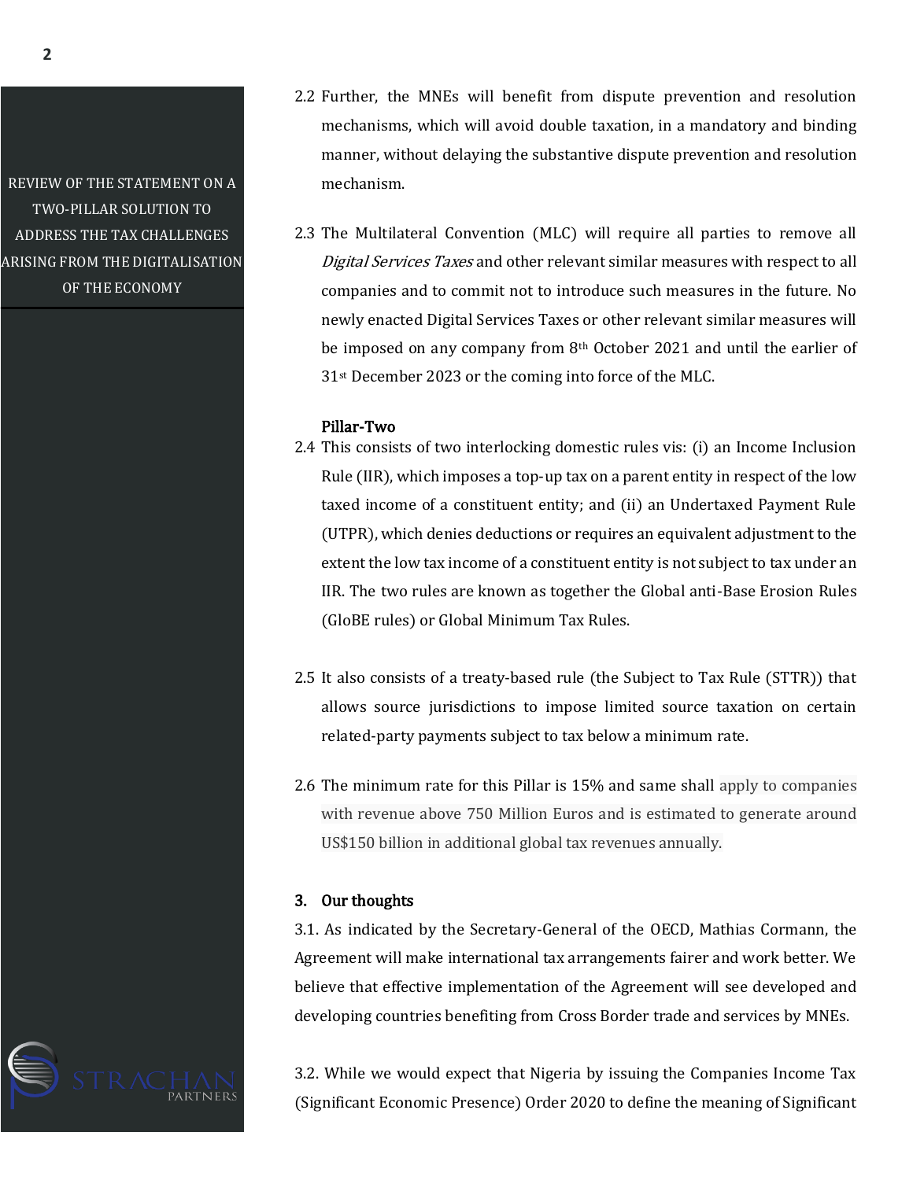2.2 Further, the MNEs will benefit from dispute prevention and resolution mechanisms, which will avoid double taxation, in a mandatory and binding manner, without delaying the substantive dispute prevention and resolution mechanism.

2.3 The Multilateral Convention (MLC) will require all parties to remove all *Digital Services Taxes* and other relevant similar measures with respect to all companies and to commit not to introduce such measures in the future. No newly enacted Digital Services Taxes or other relevant similar measures will be imposed on any company from 8th October 2021 and until the earlier of 31st December 2023 or the coming into force of the MLC.

**Pillar-Two**

2.4 This consists of two interlocking domestic rules vis: (i) an Income Inclusion Rule (IIR), which imposes a top-up tax on a parent entity in respect of the low taxed income of a constituent entity; and (ii) an Undertaxed Payment Rule (UTPR), which denies deductions or requires an equivalent adjustment to the extent the low tax income of a constituent entity is not subject to tax under an IIR. The two rules are known as together the Global anti-Base Erosion Rules (GloBE rules) or Global Minimum Tax Rules.

2.5 It also consists of a treaty-based rule (the Subject to Tax Rule (STTR)) that allows source jurisdictions to impose limited source taxation on certain related-party payments subject to tax below a minimum rate.

2.6 The minimum rate for this Pillar is 15% and same shall apply to companies with revenue above 750 Million Euros and is estimated to generate around US$150 billion in additional global tax revenues annually.

## 3. Our thoughts

3.1. As indicated by the Secretary-General of the OECD, Mathias Cormann, the Agreement will make international tax arrangements fairer and work better. We believe that effective implementation of the Agreement will see developed and developing countries benefiting from Cross Border trade and services by MNEs.

3.2. While we would expect that Nigeria by issuing the Companies Income Tax (Significant Economic Presence) Order 2020 to define the meaning of Significant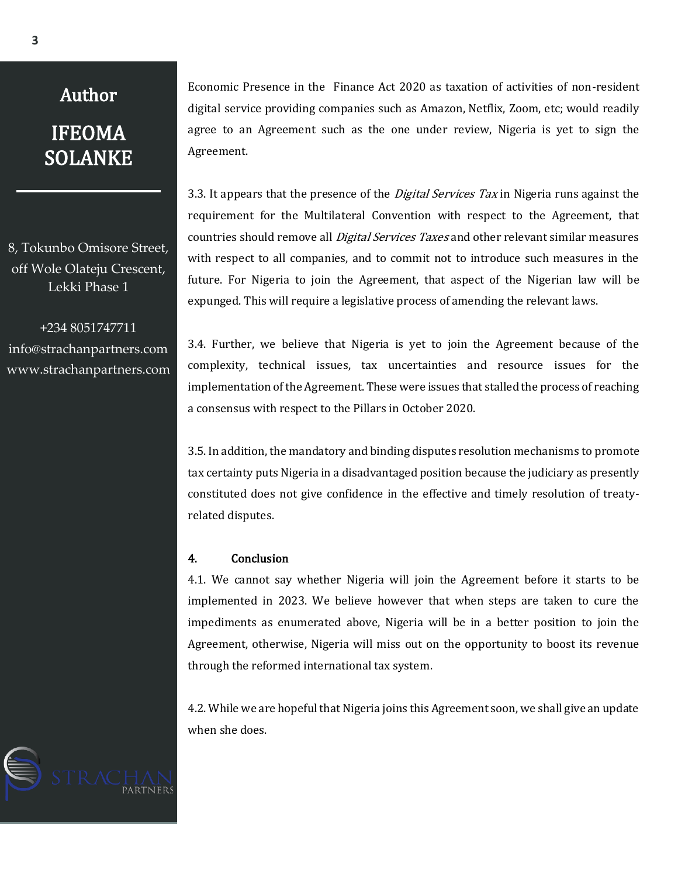## Author

## IFEOMA SOLANKE

8, Tokunbo Omisore Street, off Wole Olateju Crescent, Lekki Phase 1

+234 8051747711
info@strachanpartners.com
www.strachanpartners.com

Economic Presence in the Finance Act 2020 as taxation of activities of non-resident digital service providing companies such as Amazon, Netflix, Zoom, etc; would readily agree to an Agreement such as the one under review, Nigeria is yet to sign the Agreement.

3.3. It appears that the presence of the *Digital Services Tax* in Nigeria runs against the requirement for the Multilateral Convention with respect to the Agreement, that countries should remove all *Digital Services Taxes* and other relevant similar measures with respect to all companies, and to commit not to introduce such measures in the future. For Nigeria to join the Agreement, that aspect of the Nigerian law will be expunged. This will require a legislative process of amending the relevant laws.

3.4. Further, we believe that Nigeria is yet to join the Agreement because of the complexity, technical issues, tax uncertainties and resource issues for the implementation of the Agreement. These were issues that stalled the process of reaching a consensus with respect to the Pillars in October 2020.

3.5. In addition, the mandatory and binding disputes resolution mechanisms to promote tax certainty puts Nigeria in a disadvantaged position because the judiciary as presently constituted does not give confidence in the effective and timely resolution of treaty-related disputes.

### 4. Conclusion

4.1. We cannot say whether Nigeria will join the Agreement before it starts to be implemented in 2023. We believe however that when steps are taken to cure the impediments as enumerated above, Nigeria will be in a better position to join the Agreement, otherwise, Nigeria will miss out on the opportunity to boost its revenue through the reformed international tax system.

4.2. While we are hopeful that Nigeria joins this Agreement soon, we shall give an update when she does.

STRACHAN PARTNERS